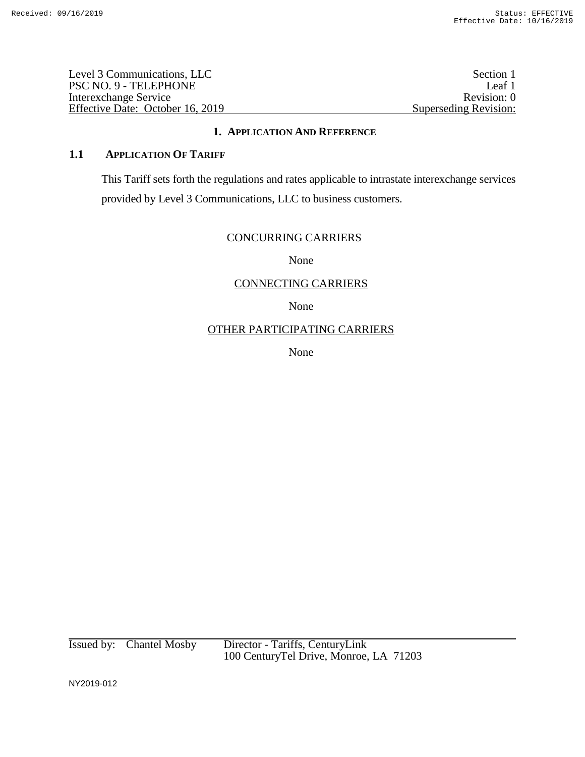Level 3 Communications, LLC | Section 1
PSC NO. 9 - TELEPHONE | Leaf 1
Interexchange Service | Revision: 0
Effective Date: October 16, 2019 | Superseding Revision:

# 1. APPLICATION AND REFERENCE

## 1.1 APPLICATION OF TARIFF

This Tariff sets forth the regulations and rates applicable to intrastate interexchange services provided by Level 3 Communications, LLC to business customers.

CONCURRING CARRIERS

None

CONNECTING CARRIERS

None

OTHER PARTICIPATING CARRIERS

None

Issued by: Chantel Mosby Director - Tariffs, CenturyLink
100 CenturyTel Drive, Monroe, LA 71203

NY2019-012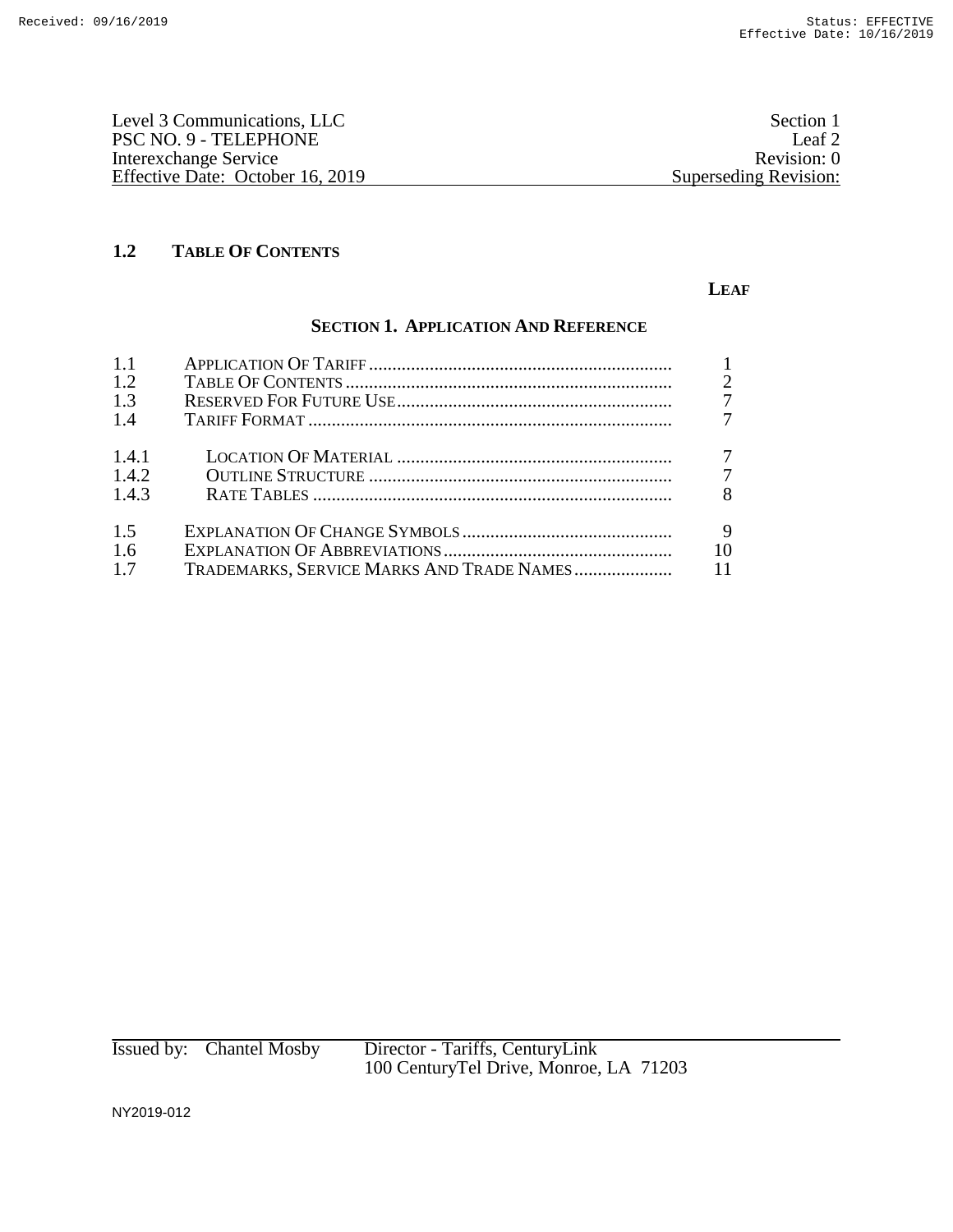## 1.2 TABLE OF CONTENTS

### SECTION 1. APPLICATION AND REFERENCE

| | | LEAF |
|---|---|---|
| 1.1 | APPLICATION OF TARIFF | 1 |
| 1.2 | TABLE OF CONTENTS | 2 |
| 1.3 | RESERVED FOR FUTURE USE | 7 |
| 1.4 | TARIFF FORMAT | 7 |
| 1.4.1 | LOCATION OF MATERIAL | 7 |
| 1.4.2 | OUTLINE STRUCTURE | 7 |
| 1.4.3 | RATE TABLES | 8 |
| 1.5 | EXPLANATION OF CHANGE SYMBOLS | 9 |
| 1.6 | EXPLANATION OF ABBREVIATIONS | 10 |
| 1.7 | TRADEMARKS, SERVICE MARKS AND TRADE NAMES | 11 |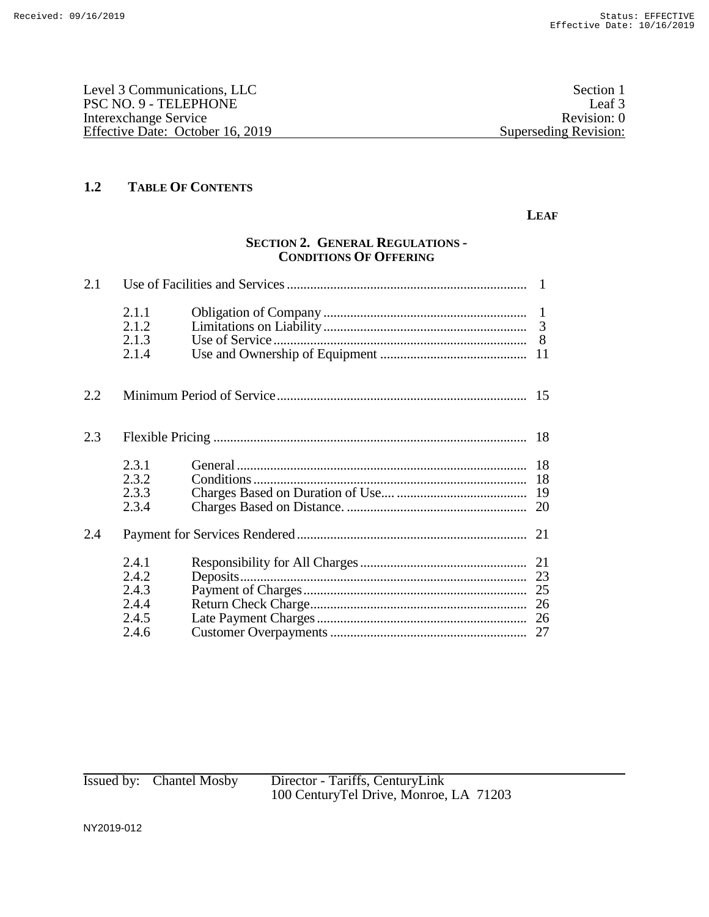## 1.2 TABLE OF CONTENTS

**LEAF**

**SECTION 2. GENERAL REGULATIONS - CONDITIONS OF OFFERING**

| | | | LEAF |
|---|---|---|---|
| 2.1 | Use of Facilities and Services | | 1 |
| | 2.1.1 | Obligation of Company | 1 |
| | 2.1.2 | Limitations on Liability | 3 |
| | 2.1.3 | Use of Service | 8 |
| | 2.1.4 | Use and Ownership of Equipment | 11 |
| 2.2 | Minimum Period of Service | | 15 |
| 2.3 | Flexible Pricing | | 18 |
| | 2.3.1 | General | 18 |
| | 2.3.2 | Conditions | 18 |
| | 2.3.3 | Charges Based on Duration of Use.... | 19 |
| | 2.3.4 | Charges Based on Distance. | 20 |
| 2.4 | Payment for Services Rendered | | 21 |
| | 2.4.1 | Responsibility for All Charges | 21 |
| | 2.4.2 | Deposits | 23 |
| | 2.4.3 | Payment of Charges | 25 |
| | 2.4.4 | Return Check Charge | 26 |
| | 2.4.5 | Late Payment Charges | 26 |
| | 2.4.6 | Customer Overpayments | 27 |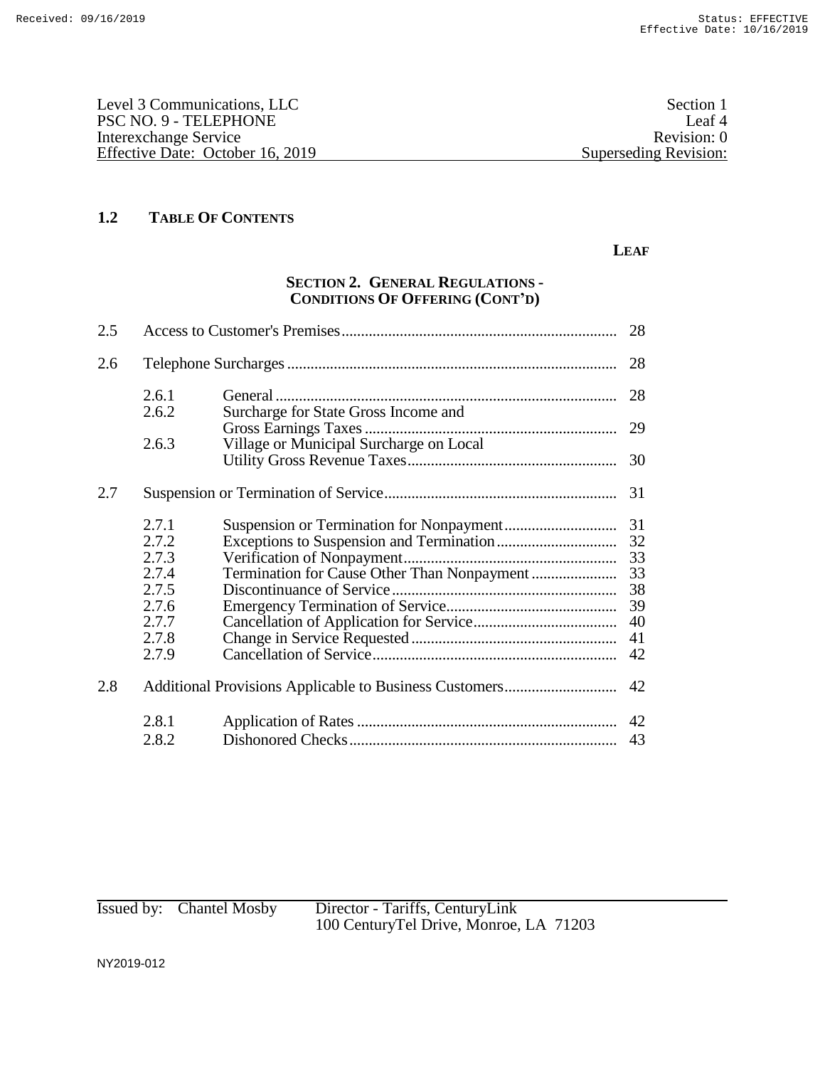Level 3 Communications, LLC
PSC NO. 9 - TELEPHONE
Interexchange Service
Effective Date: October 16, 2019

Section 1
Leaf 4
Revision: 0
Superseding Revision:

## 1.2 TABLE OF CONTENTS

**SECTION 2. GENERAL REGULATIONS - CONDITIONS OF OFFERING (CONT'D)**

| | | | LEAF |
|---|---|---|---|
| 2.5 | Access to Customer's Premises | | 28 |
| 2.6 | Telephone Surcharges | | 28 |
| | 2.6.1 | General | 28 |
| | 2.6.2 | Surcharge for State Gross Income and Gross Earnings Taxes | 29 |
| | 2.6.3 | Village or Municipal Surcharge on Local Utility Gross Revenue Taxes | 30 |
| 2.7 | Suspension or Termination of Service | | 31 |
| | 2.7.1 | Suspension or Termination for Nonpayment | 31 |
| | 2.7.2 | Exceptions to Suspension and Termination | 32 |
| | 2.7.3 | Verification of Nonpayment | 33 |
| | 2.7.4 | Termination for Cause Other Than Nonpayment | 33 |
| | 2.7.5 | Discontinuance of Service | 38 |
| | 2.7.6 | Emergency Termination of Service | 39 |
| | 2.7.7 | Cancellation of Application for Service | 40 |
| | 2.7.8 | Change in Service Requested | 41 |
| | 2.7.9 | Cancellation of Service | 42 |
| 2.8 | Additional Provisions Applicable to Business Customers | | 42 |
| | 2.8.1 | Application of Rates | 42 |
| | 2.8.2 | Dishonored Checks | 43 |

Issued by: Chantel Mosby Director - Tariffs, CenturyLink
100 CenturyTel Drive, Monroe, LA 71203

NY2019-012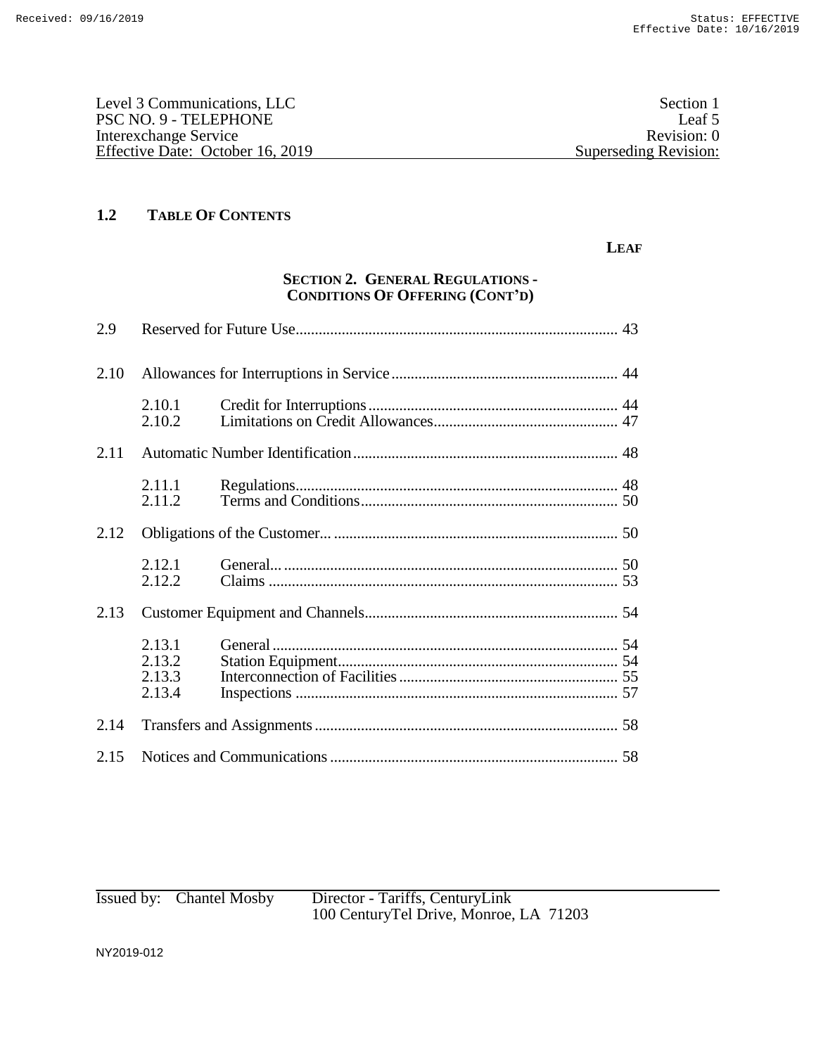Level 3 Communications, LLC
PSC NO. 9 - TELEPHONE
Interexchange Service
Effective Date: October 16, 2019

Section 1
Leaf 5
Revision: 0
Superseding Revision:

## 1.2 TABLE OF CONTENTS

**LEAF**

### SECTION 2. GENERAL REGULATIONS - CONDITIONS OF OFFERING (CONT'D)

| | | | Leaf |
|---|---|---|---|
| 2.9 | Reserved for Future Use | | 43 |
| 2.10 | Allowances for Interruptions in Service | | 44 |
| | 2.10.1 | Credit for Interruptions | 44 |
| | 2.10.2 | Limitations on Credit Allowances | 47 |
| 2.11 | Automatic Number Identification | | 48 |
| | 2.11.1 | Regulations | 48 |
| | 2.11.2 | Terms and Conditions | 50 |
| 2.12 | Obligations of the Customer... | | 50 |
| | 2.12.1 | General... | 50 |
| | 2.12.2 | Claims | 53 |
| 2.13 | Customer Equipment and Channels | | 54 |
| | 2.13.1 | General | 54 |
| | 2.13.2 | Station Equipment | 54 |
| | 2.13.3 | Interconnection of Facilities | 55 |
| | 2.13.4 | Inspections | 57 |
| 2.14 | Transfers and Assignments | | 58 |
| 2.15 | Notices and Communications | | 58 |

Issued by: Chantel Mosby Director - Tariffs, CenturyLink
100 CenturyTel Drive, Monroe, LA 71203

NY2019-012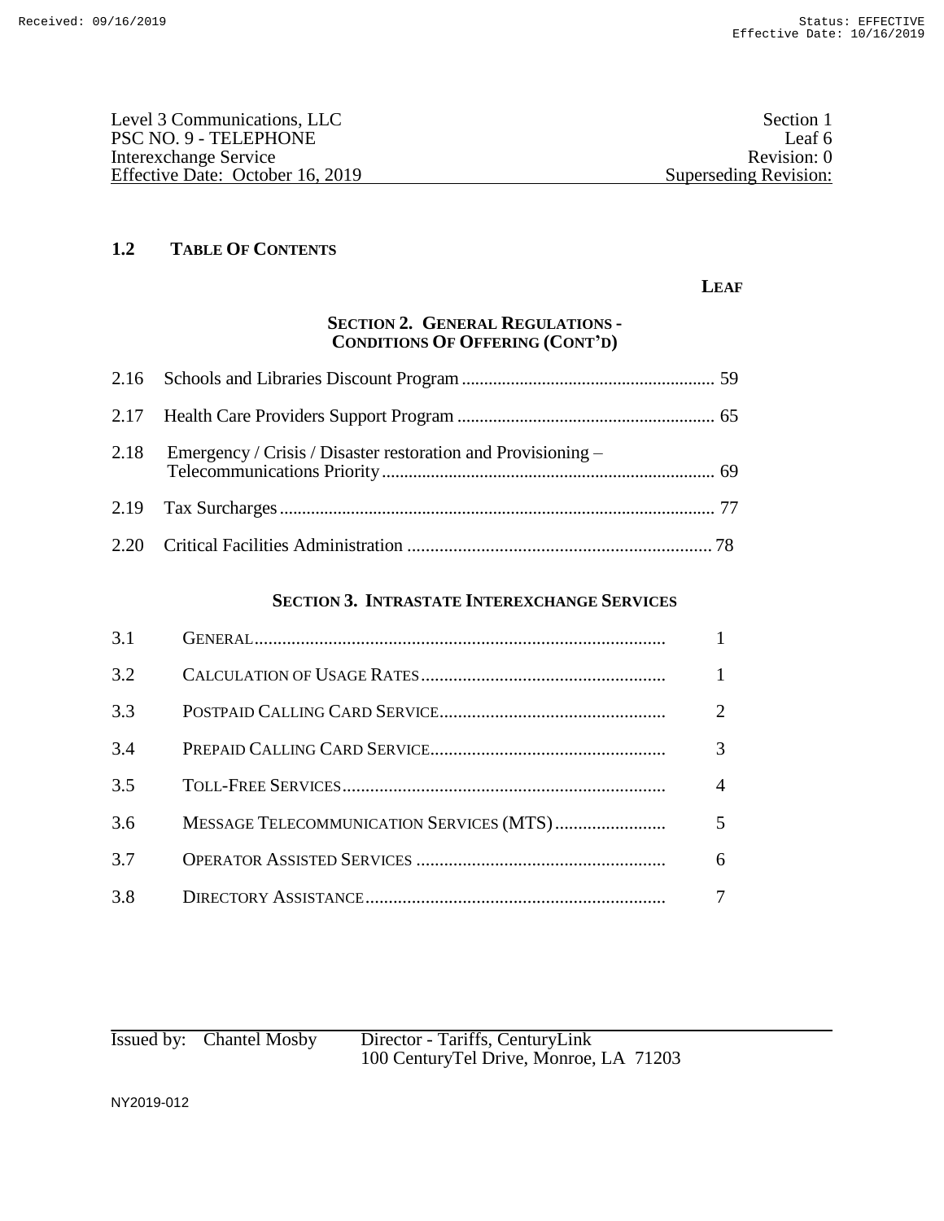## 1.2 TABLE OF CONTENTS

**LEAF**

### SECTION 2. GENERAL REGULATIONS - CONDITIONS OF OFFERING (CONT'D)

| | | |
|---|---|---|
| 2.16 | Schools and Libraries Discount Program | 59 |
| 2.17 | Health Care Providers Support Program | 65 |
| 2.18 | Emergency / Crisis / Disaster restoration and Provisioning – Telecommunications Priority | 69 |
| 2.19 | Tax Surcharges | 77 |
| 2.20 | Critical Facilities Administration | 78 |

### SECTION 3. INTRASTATE INTEREXCHANGE SERVICES

| | | |
|---|---|---|
| 3.1 | GENERAL | 1 |
| 3.2 | CALCULATION OF USAGE RATES | 1 |
| 3.3 | POSTPAID CALLING CARD SERVICE | 2 |
| 3.4 | PREPAID CALLING CARD SERVICE | 3 |
| 3.5 | TOLL-FREE SERVICES | 4 |
| 3.6 | MESSAGE TELECOMMUNICATION SERVICES (MTS) | 5 |
| 3.7 | OPERATOR ASSISTED SERVICES | 6 |
| 3.8 | DIRECTORY ASSISTANCE | 7 |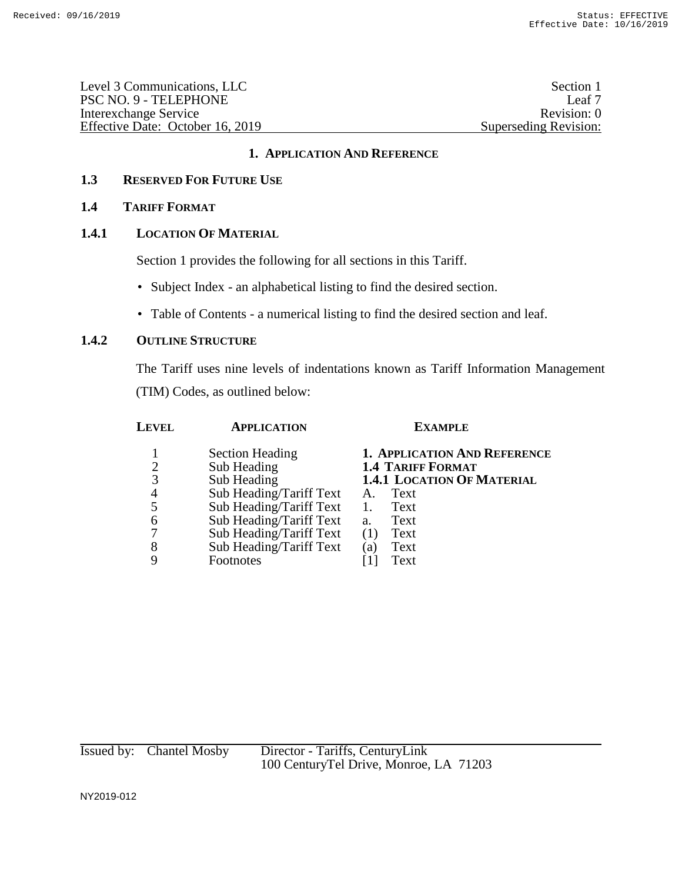# 1. Application And Reference

## 1.3 Reserved For Future Use

## 1.4 Tariff Format

### 1.4.1 Location Of Material

Section 1 provides the following for all sections in this Tariff.

- Subject Index - an alphabetical listing to find the desired section.
- Table of Contents - a numerical listing to find the desired section and leaf.

### 1.4.2 Outline Structure

The Tariff uses nine levels of indentations known as Tariff Information Management (TIM) Codes, as outlined below:

| Level | Application | Example |
|---|---|---|
| 1 | Section Heading | **1. Application And Reference** |
| 2 | Sub Heading | **1.4 Tariff Format** |
| 3 | Sub Heading | **1.4.1 Location Of Material** |
| 4 | Sub Heading/Tariff Text | A. Text |
| 5 | Sub Heading/Tariff Text | 1. Text |
| 6 | Sub Heading/Tariff Text | a. Text |
| 7 | Sub Heading/Tariff Text | (1) Text |
| 8 | Sub Heading/Tariff Text | (a) Text |
| 9 | Footnotes | [1] Text |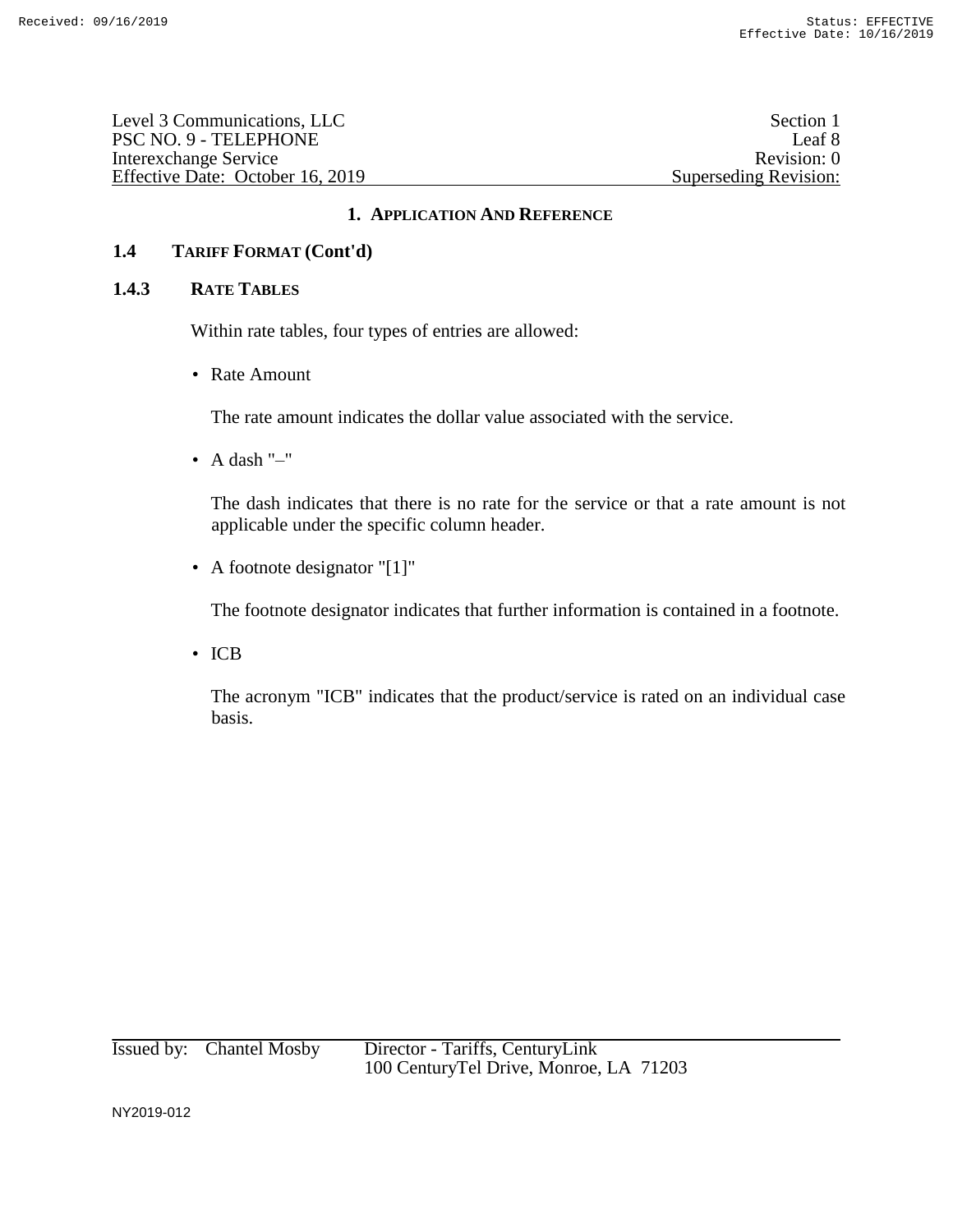## 1. APPLICATION AND REFERENCE

### 1.4 TARIFF FORMAT (Cont'd)

#### 1.4.3 RATE TABLES

Within rate tables, four types of entries are allowed:

- Rate Amount

  The rate amount indicates the dollar value associated with the service.

- A dash "–"

  The dash indicates that there is no rate for the service or that a rate amount is not applicable under the specific column header.

- A footnote designator "[1]"

  The footnote designator indicates that further information is contained in a footnote.

- ICB

  The acronym "ICB" indicates that the product/service is rated on an individual case basis.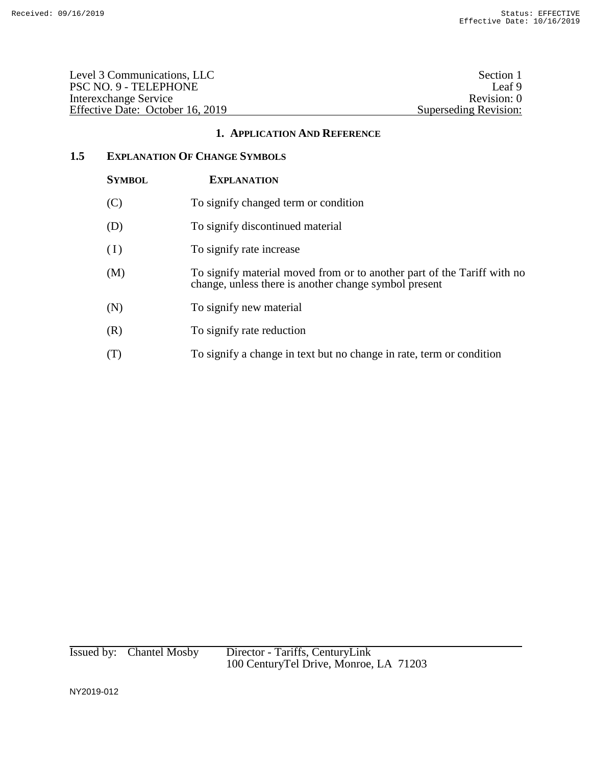Level 3 Communications, LLC
PSC NO. 9 - TELEPHONE
Interexchange Service
Effective Date: October 16, 2019

Section 1
Leaf 9
Revision: 0
Superseding Revision:

## 1. APPLICATION AND REFERENCE

### 1.5 EXPLANATION OF CHANGE SYMBOLS

| SYMBOL | EXPLANATION |
|---|---|
| (C) | To signify changed term or condition |
| (D) | To signify discontinued material |
| ( I ) | To signify rate increase |
| (M) | To signify material moved from or to another part of the Tariff with no change, unless there is another change symbol present |
| (N) | To signify new material |
| (R) | To signify rate reduction |
| (T) | To signify a change in text but no change in rate, term or condition |

Issued by: Chantel Mosby Director - Tariffs, CenturyLink
100 CenturyTel Drive, Monroe, LA 71203

NY2019-012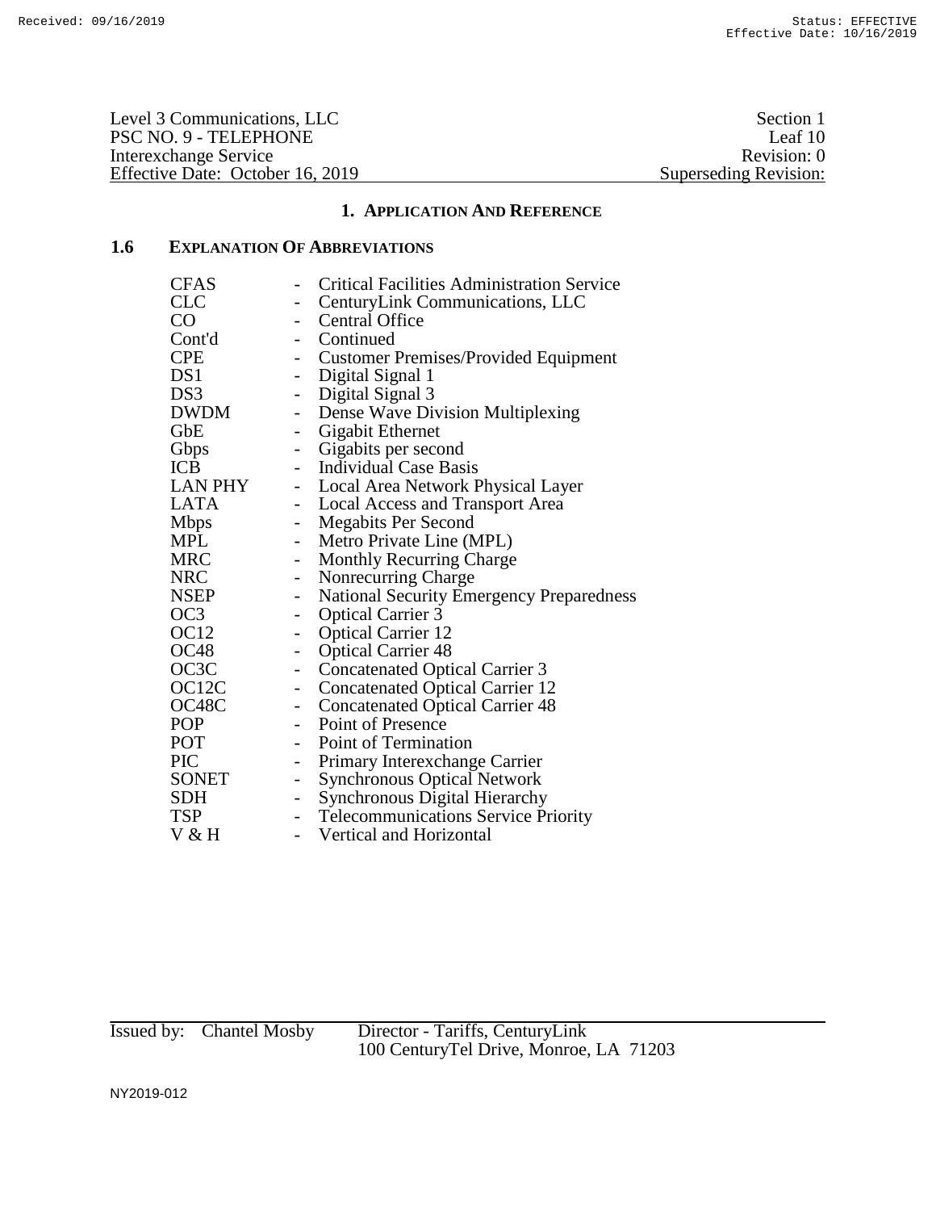# 1. APPLICATION AND REFERENCE

## 1.6 EXPLANATION OF ABBREVIATIONS

| | | |
|---|---|---|
| CFAS | - | Critical Facilities Administration Service |
| CLC | - | CenturyLink Communications, LLC |
| CO | - | Central Office |
| Cont'd | - | Continued |
| CPE | - | Customer Premises/Provided Equipment |
| DS1 | - | Digital Signal 1 |
| DS3 | - | Digital Signal 3 |
| DWDM | - | Dense Wave Division Multiplexing |
| GbE | - | Gigabit Ethernet |
| Gbps | - | Gigabits per second |
| ICB | - | Individual Case Basis |
| LAN PHY | - | Local Area Network Physical Layer |
| LATA | - | Local Access and Transport Area |
| Mbps | - | Megabits Per Second |
| MPL | - | Metro Private Line (MPL) |
| MRC | - | Monthly Recurring Charge |
| NRC | - | Nonrecurring Charge |
| NSEP | - | National Security Emergency Preparedness |
| OC3 | - | Optical Carrier 3 |
| OC12 | - | Optical Carrier 12 |
| OC48 | - | Optical Carrier 48 |
| OC3C | - | Concatenated Optical Carrier 3 |
| OC12C | - | Concatenated Optical Carrier 12 |
| OC48C | - | Concatenated Optical Carrier 48 |
| POP | - | Point of Presence |
| POT | - | Point of Termination |
| PIC | - | Primary Interexchange Carrier |
| SONET | - | Synchronous Optical Network |
| SDH | - | Synchronous Digital Hierarchy |
| TSP | - | Telecommunications Service Priority |
| V & H | - | Vertical and Horizontal |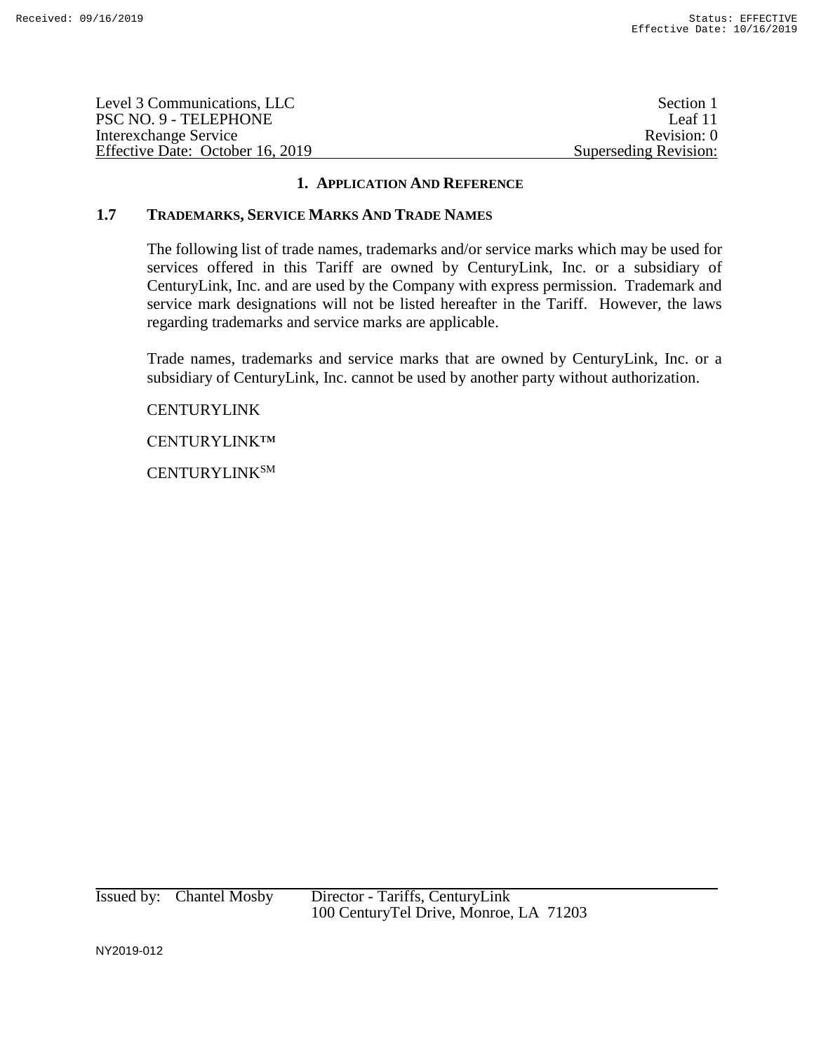## 1. APPLICATION AND REFERENCE

### 1.7 TRADEMARKS, SERVICE MARKS AND TRADE NAMES

The following list of trade names, trademarks and/or service marks which may be used for services offered in this Tariff are owned by CenturyLink, Inc. or a subsidiary of CenturyLink, Inc. and are used by the Company with express permission. Trademark and service mark designations will not be listed hereafter in the Tariff. However, the laws regarding trademarks and service marks are applicable.

Trade names, trademarks and service marks that are owned by CenturyLink, Inc. or a subsidiary of CenturyLink, Inc. cannot be used by another party without authorization.

CENTURYLINK

CENTURYLINK™

CENTURYLINK℠